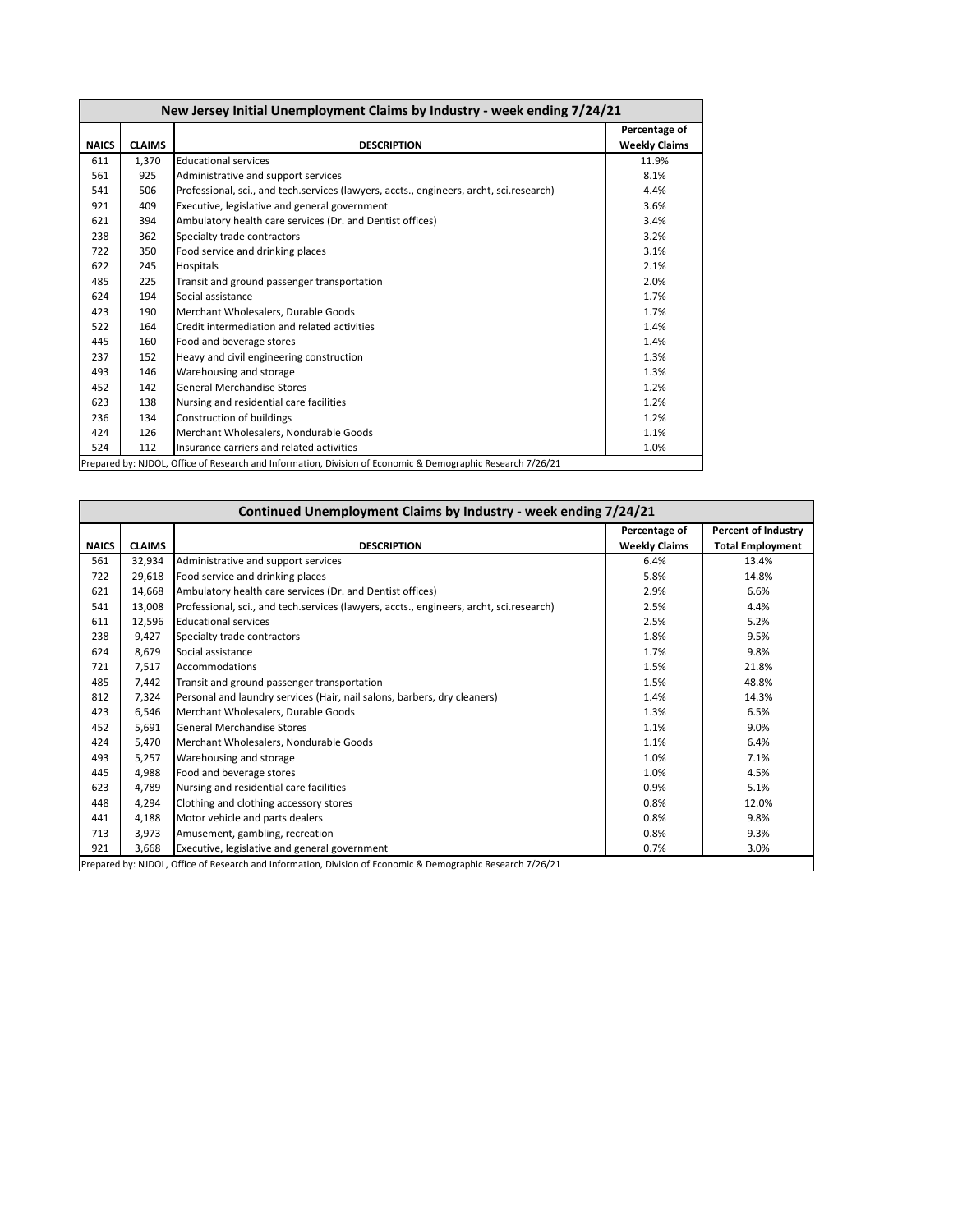## New Jersey Initial Unemployment Claims by Industry - week ending 7/24/21

| NAICS | CLAIMS | DESCRIPTION | Percentage of Weekly Claims |
|---|---|---|---|
| 611 | 1,370 | Educational services | 11.9% |
| 561 | 925 | Administrative and support services | 8.1% |
| 541 | 506 | Professional, sci., and tech.services (lawyers, accts., engineers, archt, sci.research) | 4.4% |
| 921 | 409 | Executive, legislative and general government | 3.6% |
| 621 | 394 | Ambulatory health care services (Dr. and Dentist offices) | 3.4% |
| 238 | 362 | Specialty trade contractors | 3.2% |
| 722 | 350 | Food service and drinking places | 3.1% |
| 622 | 245 | Hospitals | 2.1% |
| 485 | 225 | Transit and ground passenger transportation | 2.0% |
| 624 | 194 | Social assistance | 1.7% |
| 423 | 190 | Merchant Wholesalers, Durable Goods | 1.7% |
| 522 | 164 | Credit intermediation and related activities | 1.4% |
| 445 | 160 | Food and beverage stores | 1.4% |
| 237 | 152 | Heavy and civil engineering construction | 1.3% |
| 493 | 146 | Warehousing and storage | 1.3% |
| 452 | 142 | General Merchandise Stores | 1.2% |
| 623 | 138 | Nursing and residential care facilities | 1.2% |
| 236 | 134 | Construction of buildings | 1.2% |
| 424 | 126 | Merchant Wholesalers, Nondurable Goods | 1.1% |
| 524 | 112 | Insurance carriers and related activities | 1.0% |

Prepared by: NJDOL, Office of Research and Information, Division of Economic & Demographic Research 7/26/21

## Continued Unemployment Claims by Industry - week ending 7/24/21

| NAICS | CLAIMS | DESCRIPTION | Percentage of Weekly Claims | Percent of Industry Total Employment |
|---|---|---|---|---|
| 561 | 32,934 | Administrative and support services | 6.4% | 13.4% |
| 722 | 29,618 | Food service and drinking places | 5.8% | 14.8% |
| 621 | 14,668 | Ambulatory health care services (Dr. and Dentist offices) | 2.9% | 6.6% |
| 541 | 13,008 | Professional, sci., and tech.services (lawyers, accts., engineers, archt, sci.research) | 2.5% | 4.4% |
| 611 | 12,596 | Educational services | 2.5% | 5.2% |
| 238 | 9,427 | Specialty trade contractors | 1.8% | 9.5% |
| 624 | 8,679 | Social assistance | 1.7% | 9.8% |
| 721 | 7,517 | Accommodations | 1.5% | 21.8% |
| 485 | 7,442 | Transit and ground passenger transportation | 1.5% | 48.8% |
| 812 | 7,324 | Personal and laundry services (Hair, nail salons, barbers, dry cleaners) | 1.4% | 14.3% |
| 423 | 6,546 | Merchant Wholesalers, Durable Goods | 1.3% | 6.5% |
| 452 | 5,691 | General Merchandise Stores | 1.1% | 9.0% |
| 424 | 5,470 | Merchant Wholesalers, Nondurable Goods | 1.1% | 6.4% |
| 493 | 5,257 | Warehousing and storage | 1.0% | 7.1% |
| 445 | 4,988 | Food and beverage stores | 1.0% | 4.5% |
| 623 | 4,789 | Nursing and residential care facilities | 0.9% | 5.1% |
| 448 | 4,294 | Clothing and clothing accessory stores | 0.8% | 12.0% |
| 441 | 4,188 | Motor vehicle and parts dealers | 0.8% | 9.8% |
| 713 | 3,973 | Amusement, gambling, recreation | 0.8% | 9.3% |
| 921 | 3,668 | Executive, legislative and general government | 0.7% | 3.0% |

Prepared by: NJDOL, Office of Research and Information, Division of Economic & Demographic Research 7/26/21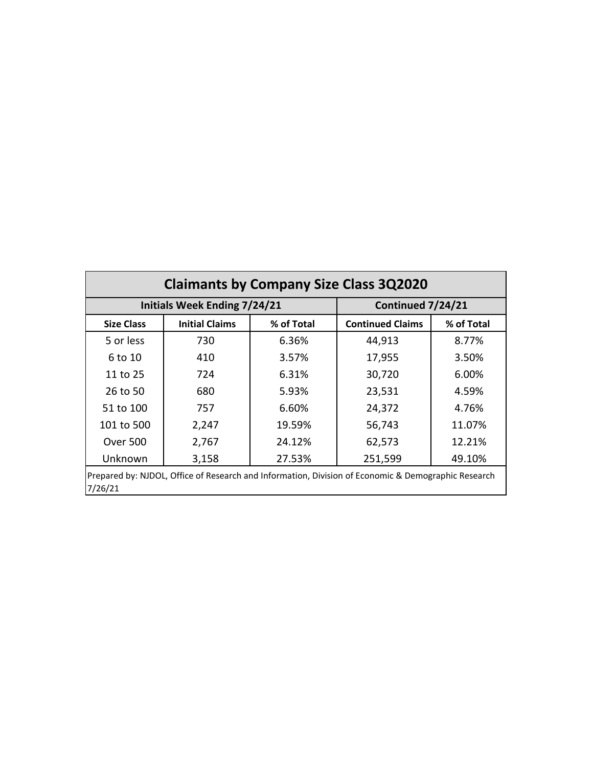## Claimants by Company Size Class 3Q2020

| Size Class | Initials Week Ending 7/24/21 | | Continued 7/24/21 | |
|---|---|---|---|---|
| | Initial Claims | % of Total | Continued Claims | % of Total |
| 5 or less | 730 | 6.36% | 44,913 | 8.77% |
| 6 to 10 | 410 | 3.57% | 17,955 | 3.50% |
| 11 to 25 | 724 | 6.31% | 30,720 | 6.00% |
| 26 to 50 | 680 | 5.93% | 23,531 | 4.59% |
| 51 to 100 | 757 | 6.60% | 24,372 | 4.76% |
| 101 to 500 | 2,247 | 19.59% | 56,743 | 11.07% |
| Over 500 | 2,767 | 24.12% | 62,573 | 12.21% |
| Unknown | 3,158 | 27.53% | 251,599 | 49.10% |

Prepared by: NJDOL, Office of Research and Information, Division of Economic & Demographic Research 7/26/21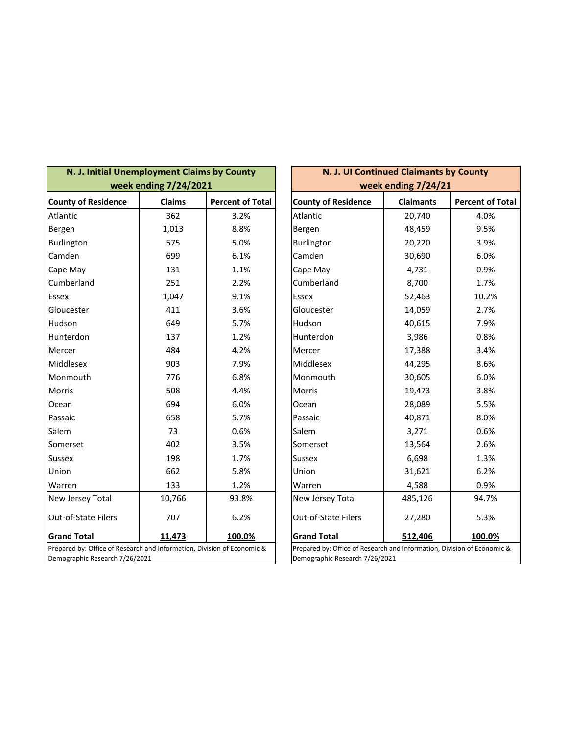| N. J. Initial Unemployment Claims by County week ending 7/24/2021 | | |
|---|---|---|
| **County of Residence** | **Claims** | **Percent of Total** |
| Atlantic | 362 | 3.2% |
| Bergen | 1,013 | 8.8% |
| Burlington | 575 | 5.0% |
| Camden | 699 | 6.1% |
| Cape May | 131 | 1.1% |
| Cumberland | 251 | 2.2% |
| Essex | 1,047 | 9.1% |
| Gloucester | 411 | 3.6% |
| Hudson | 649 | 5.7% |
| Hunterdon | 137 | 1.2% |
| Mercer | 484 | 4.2% |
| Middlesex | 903 | 7.9% |
| Monmouth | 776 | 6.8% |
| Morris | 508 | 4.4% |
| Ocean | 694 | 6.0% |
| Passaic | 658 | 5.7% |
| Salem | 73 | 0.6% |
| Somerset | 402 | 3.5% |
| Sussex | 198 | 1.7% |
| Union | 662 | 5.8% |
| Warren | 133 | 1.2% |
| New Jersey Total | 10,766 | 93.8% |
| Out-of-State Filers | 707 | 6.2% |
| **Grand Total** | **11,473** | **100.0%** |

Prepared by: Office of Research and Information, Division of Economic & Demographic Research 7/26/2021

| N. J. UI Continued Claimants by County week ending 7/24/21 | | |
|---|---|---|
| **County of Residence** | **Claimants** | **Percent of Total** |
| Atlantic | 20,740 | 4.0% |
| Bergen | 48,459 | 9.5% |
| Burlington | 20,220 | 3.9% |
| Camden | 30,690 | 6.0% |
| Cape May | 4,731 | 0.9% |
| Cumberland | 8,700 | 1.7% |
| Essex | 52,463 | 10.2% |
| Gloucester | 14,059 | 2.7% |
| Hudson | 40,615 | 7.9% |
| Hunterdon | 3,986 | 0.8% |
| Mercer | 17,388 | 3.4% |
| Middlesex | 44,295 | 8.6% |
| Monmouth | 30,605 | 6.0% |
| Morris | 19,473 | 3.8% |
| Ocean | 28,089 | 5.5% |
| Passaic | 40,871 | 8.0% |
| Salem | 3,271 | 0.6% |
| Somerset | 13,564 | 2.6% |
| Sussex | 6,698 | 1.3% |
| Union | 31,621 | 6.2% |
| Warren | 4,588 | 0.9% |
| New Jersey Total | 485,126 | 94.7% |
| Out-of-State Filers | 27,280 | 5.3% |
| **Grand Total** | **512,406** | **100.0%** |

Prepared by: Office of Research and Information, Division of Economic & Demographic Research 7/26/2021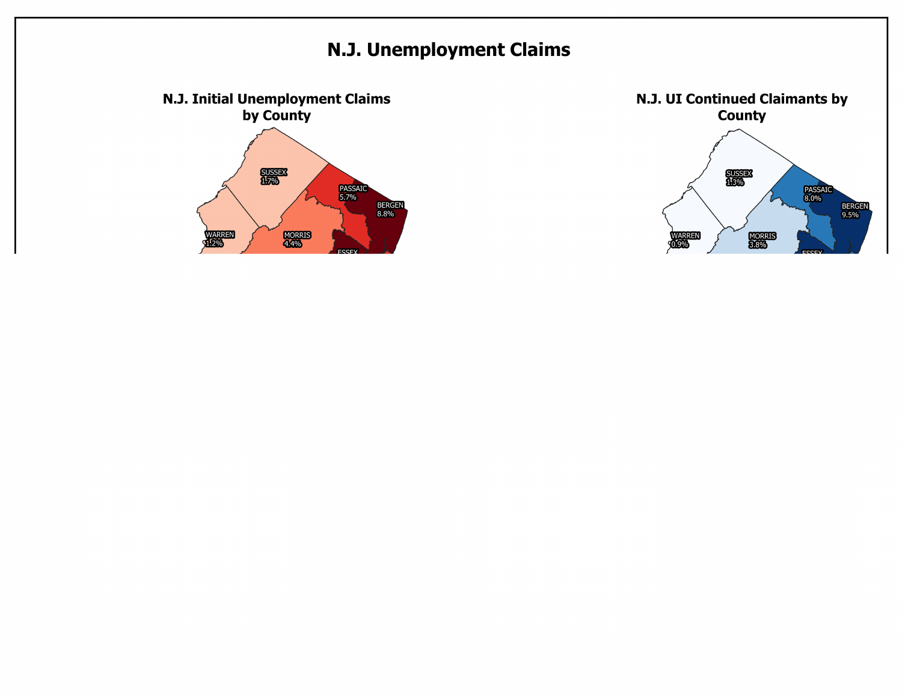# N.J. Unemployment Claims

## N.J. Initial Unemployment Claims by County

SUSSEX
1.7%

PASSAIC
5.7%

BERGEN
8.8%

WARREN
1.2%

MORRIS
4.4%

ESSEX

## N.J. UI Continued Claimants by County

SUSSEX
1.3%

PASSAIC
8.0%

BERGEN
9.5%

WARREN
0.9%

MORRIS
3.8%

ESSEX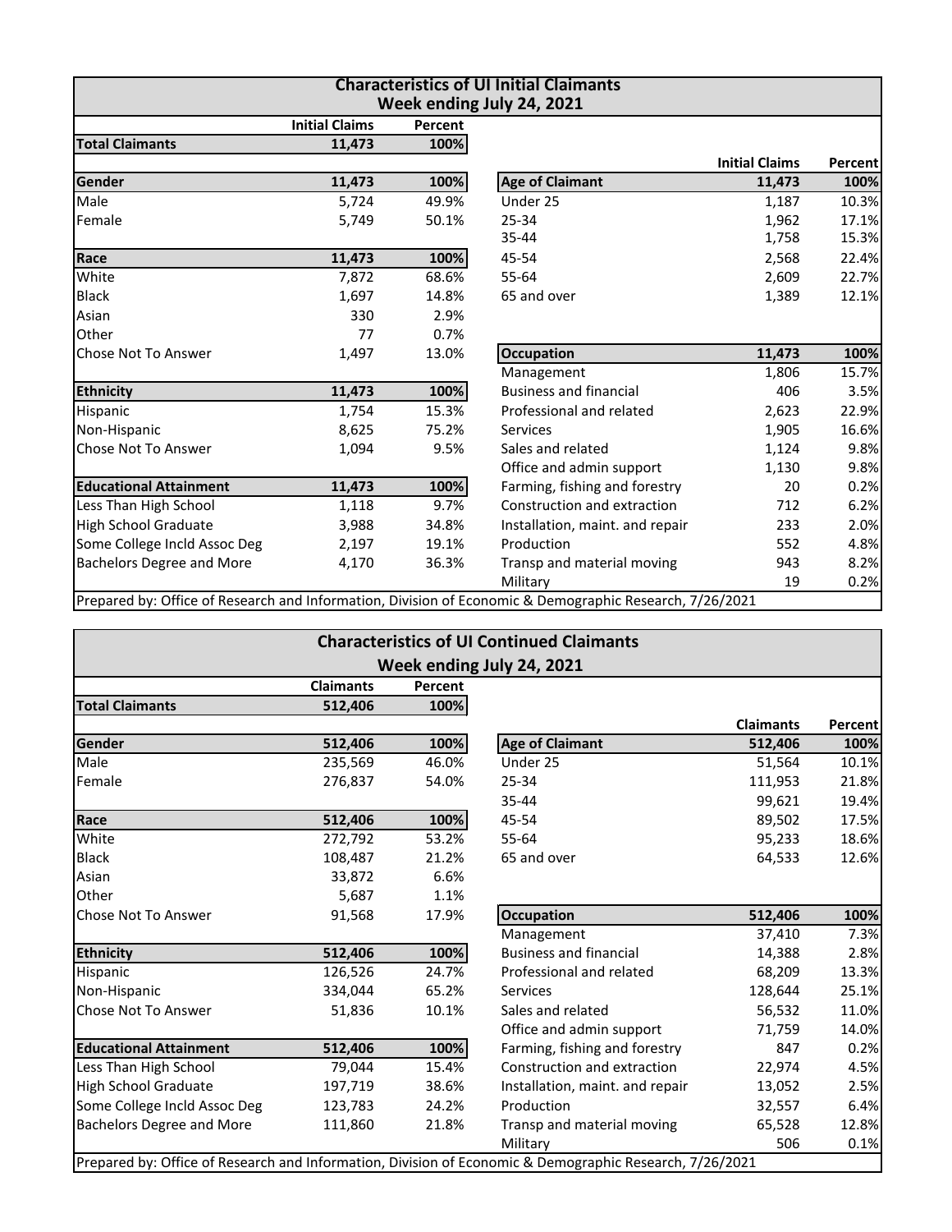## Characteristics of UI Initial Claimants

### Week ending July 24, 2021

| | Initial Claims | Percent |
|---|---|---|
| **Total Claimants** | **11,473** | **100%** |

| **Gender** | **11,473** | **100%** |
|---|---|---|
| Male | 5,724 | 49.9% |
| Female | 5,749 | 50.1% |

| **Race** | **11,473** | **100%** |
|---|---|---|
| White | 7,872 | 68.6% |
| Black | 1,697 | 14.8% |
| Asian | 330 | 2.9% |
| Other | 77 | 0.7% |
| Chose Not To Answer | 1,497 | 13.0% |

| **Ethnicity** | **11,473** | **100%** |
|---|---|---|
| Hispanic | 1,754 | 15.3% |
| Non-Hispanic | 8,625 | 75.2% |
| Chose Not To Answer | 1,094 | 9.5% |

| **Educational Attainment** | **11,473** | **100%** |
|---|---|---|
| Less Than High School | 1,118 | 9.7% |
| High School Graduate | 3,988 | 34.8% |
| Some College Incld Assoc Deg | 2,197 | 19.1% |
| Bachelors Degree and More | 4,170 | 36.3% |

| | Initial Claims | Percent |
|---|---|---|
| **Age of Claimant** | **11,473** | **100%** |
| Under 25 | 1,187 | 10.3% |
| 25-34 | 1,962 | 17.1% |
| 35-44 | 1,758 | 15.3% |
| 45-54 | 2,568 | 22.4% |
| 55-64 | 2,609 | 22.7% |
| 65 and over | 1,389 | 12.1% |

| **Occupation** | **11,473** | **100%** |
|---|---|---|
| Management | 1,806 | 15.7% |
| Business and financial | 406 | 3.5% |
| Professional and related | 2,623 | 22.9% |
| Services | 1,905 | 16.6% |
| Sales and related | 1,124 | 9.8% |
| Office and admin support | 1,130 | 9.8% |
| Farming, fishing and forestry | 20 | 0.2% |
| Construction and extraction | 712 | 6.2% |
| Installation, maint. and repair | 233 | 2.0% |
| Production | 552 | 4.8% |
| Transp and material moving | 943 | 8.2% |
| Military | 19 | 0.2% |

Prepared by: Office of Research and Information, Division of Economic & Demographic Research, 7/26/2021

## Characteristics of UI Continued Claimants

### Week ending July 24, 2021

| | Claimants | Percent |
|---|---|---|
| **Total Claimants** | **512,406** | **100%** |

| **Gender** | **512,406** | **100%** |
|---|---|---|
| Male | 235,569 | 46.0% |
| Female | 276,837 | 54.0% |

| **Race** | **512,406** | **100%** |
|---|---|---|
| White | 272,792 | 53.2% |
| Black | 108,487 | 21.2% |
| Asian | 33,872 | 6.6% |
| Other | 5,687 | 1.1% |
| Chose Not To Answer | 91,568 | 17.9% |

| **Ethnicity** | **512,406** | **100%** |
|---|---|---|
| Hispanic | 126,526 | 24.7% |
| Non-Hispanic | 334,044 | 65.2% |
| Chose Not To Answer | 51,836 | 10.1% |

| **Educational Attainment** | **512,406** | **100%** |
|---|---|---|
| Less Than High School | 79,044 | 15.4% |
| High School Graduate | 197,719 | 38.6% |
| Some College Incld Assoc Deg | 123,783 | 24.2% |
| Bachelors Degree and More | 111,860 | 21.8% |

| | Claimants | Percent |
|---|---|---|
| **Age of Claimant** | **512,406** | **100%** |
| Under 25 | 51,564 | 10.1% |
| 25-34 | 111,953 | 21.8% |
| 35-44 | 99,621 | 19.4% |
| 45-54 | 89,502 | 17.5% |
| 55-64 | 95,233 | 18.6% |
| 65 and over | 64,533 | 12.6% |

| **Occupation** | **512,406** | **100%** |
|---|---|---|
| Management | 37,410 | 7.3% |
| Business and financial | 14,388 | 2.8% |
| Professional and related | 68,209 | 13.3% |
| Services | 128,644 | 25.1% |
| Sales and related | 56,532 | 11.0% |
| Office and admin support | 71,759 | 14.0% |
| Farming, fishing and forestry | 847 | 0.2% |
| Construction and extraction | 22,974 | 4.5% |
| Installation, maint. and repair | 13,052 | 2.5% |
| Production | 32,557 | 6.4% |
| Transp and material moving | 65,528 | 12.8% |
| Military | 506 | 0.1% |

Prepared by: Office of Research and Information, Division of Economic & Demographic Research, 7/26/2021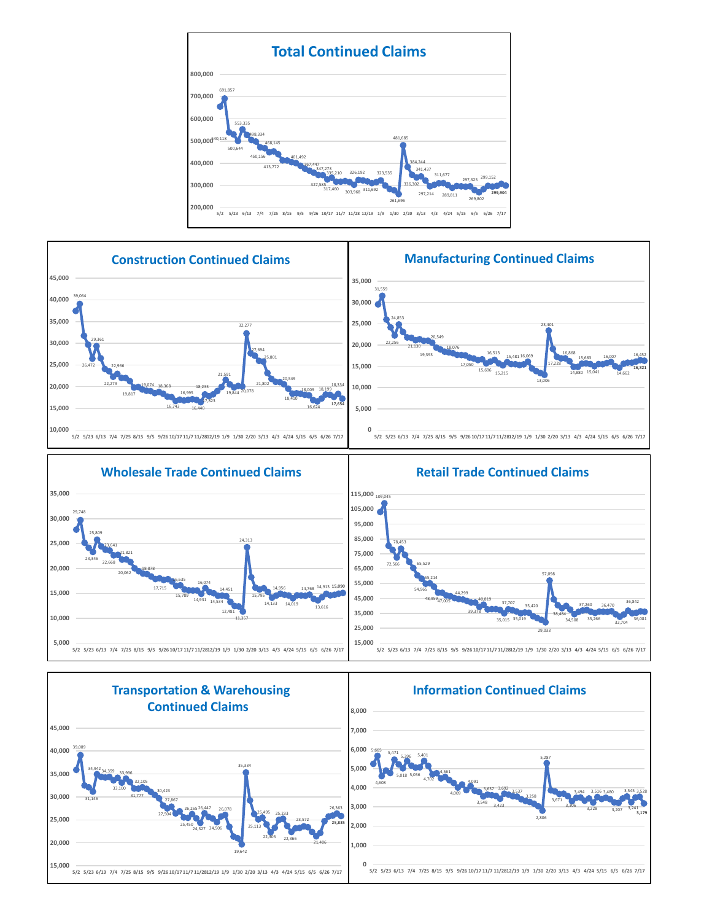## Total Continued Claims

| 5/2 | 5/23 | 6/13 | 7/4 | 7/25 | 8/15 | 9/5 | 9/26 | 10/17 | 11/7 | 11/28 | 12/19 | 1/9 | 1/30 | 2/20 | 3/13 | 4/3 | 4/24 | 5/15 | 6/5 | 6/26 | 7/17 |
|---|---|---|---|---|---|---|---|---|---|---|---|---|---|---|---|---|---|---|---|---|---|

Data labels: 691,857; 540,118; 500,644; 553,335; 498,334; 450,156; 468,145; 413,772; 401,492; 367,447; 347,273; 327,585; 335,210; 317,460; 326,192; 303,968; 311,692; 323,535; 261,696; 481,685; 384,244; 336,302; 341,437; 297,214; 311,677; 289,811; 297,325; 269,802; 299,152; **299,904**

## Construction Continued Claims

Data labels: 39,064; 26,472; 29,361; 22,279; 22,966; 19,817; 19,074; 18,368; 16,743; 16,995; 16,440; 18,233; 17,823; 21,591; 19,844; 20,078; 32,277; 27,694; 21,802; 25,801; 20,549; 18,410; 18,009; 16,624; 18,199; 18,334; **17,654**

## Manufacturing Continued Claims

Data labels: 31,559; 22,256; 24,853; 21,130; 19,393; 20,549; 18,076; 17,050; 16,513; 15,696; 15,215; 15,481; 16,069; 13,006; 23,401; 17,228; 16,868; 14,880; 15,683; 15,041; 16,007; 14,662; 16,452; **16,321**

## Wholesale Trade Continued Claims

Data labels: 29,748; 23,346; 25,809; 23,641; 22,668; 20,062; 21,821; 18,878; 17,715; 16,635; 15,789; 14,931; 16,074; 14,534; 14,451; 12,481; 11,357; 24,313; 15,795; 14,133; 14,956; 14,019; 14,768; 13,616; 14,913; **15,090**

## Retail Trade Continued Claims

Data labels: 109,045; 72,566; 78,453; 65,529; 54,965; 55,214; 48,959; 47,003; 44,299; 39,378; 40,819; 35,015; 37,707; 35,019; 35,420; 29,033; 57,098; 38,484; 34,508; 37,260; 35,266; 36,470; 32,704; 36,842; 36,081

## Transportation & Warehousing Continued Claims

Data labels: 39,089; 31,146; 34,942; 34,359; 33,100; 33,996; 31,777; 32,105; 30,423; 27,504; 27,867; 25,450; 26,265; 24,327; 26,447; 24,506; 26,078; 19,642; 35,334; 25,113; 25,495; 22,305; 25,233; 22,366; 23,572; 21,406; 26,363; **25,835**

## Information Continued Claims

Data labels: 5,665; 4,608; 5,471; 5,018; 5,396; 5,056; 5,401; 4,702; 4,561; 4,009; 4,091; 3,548; 3,637; 3,423; 3,692; 3,537; 3,258; 2,806; 5,287; 3,671; 3,494; 3,306; 3,228; 3,516; 3,480; 3,207; 3,545; 3,241; 3,528; **3,179**

(All charts share the x-axis: 5/2, 5/23, 6/13, 7/4, 7/25, 8/15, 9/5, 9/26, 10/17, 11/7, 11/28, 12/19, 1/9, 1/30, 2/20, 3/13, 4/3, 4/24, 5/15, 6/5, 6/26, 7/17)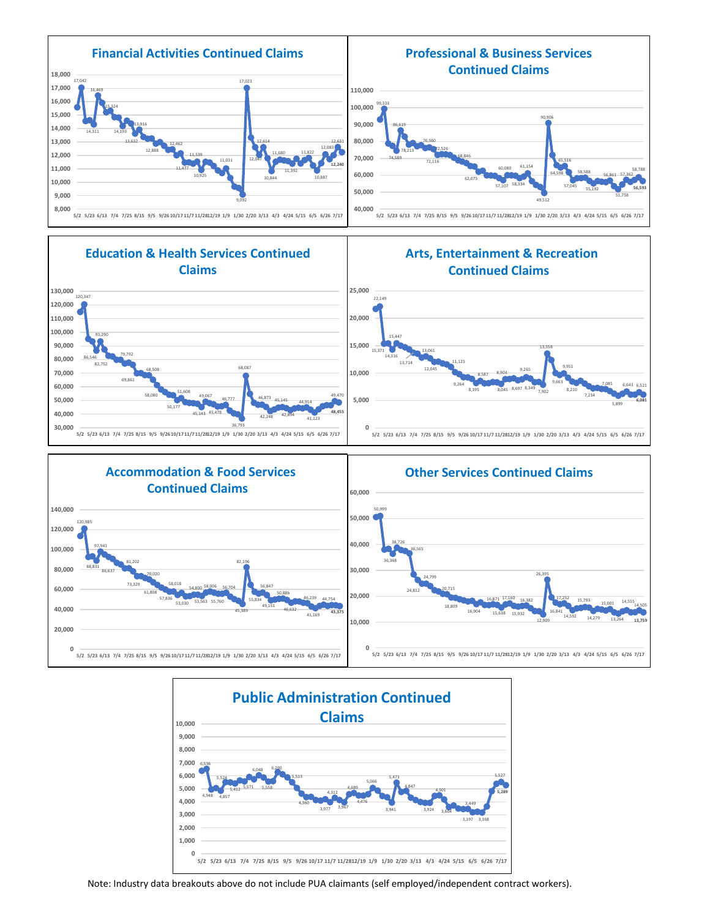## Financial Activities Continued Claims

18,000
17,000
16,000
15,000
14,000
13,000
12,000
11,000
10,000
9,000
8,000

17,042
16,469
15,324
14,311
14,193
13,916
13,632
12,888
12,462
11,477
11,539
10,925
11,031
9,092
17,023
12,614
12,047
10,844
11,680
11,392
11,822
10,887
12,083
12,631
12,240

5/2 5/23 6/13 7/4 7/25 8/15 9/5 9/26 10/17 11/7 11/28 12/19 1/9 1/30 2/20 3/13 4/3 4/24 5/15 6/5 6/26 7/17

## Professional & Business Services Continued Claims

110,000
100,000
90,000
80,000
70,000
60,000
50,000
40,000

99,333
74,589
86,619
78,213
76,560
72,116
72,526
68,846
62,075
60,080
57,107
58,334
61,154
49,512
90,906
64,598
65,516
57,045
58,588
55,192
56,861
51,758
57,362
58,788
56,593

5/2 5/23 6/13 7/4 7/25 8/15 9/5 9/26 10/17 11/7 11/28 12/19 1/9 1/30 2/20 3/13 4/3 4/24 5/15 6/5 6/26 7/17

## Education & Health Services Continued Claims

130,000
120,000
110,000
100,000
90,000
80,000
70,000
60,000
50,000
40,000
30,000

120,347
86,546
93,290
82,752
79,792
69,861
68,508
58,080
50,177
51,608
45,143
49,067
45,478
46,777
36,793
68,087
46,873
42,248
45,145
42,894
44,914
41,123
49,470
48,455

5/2 5/23 6/13 7/4 7/25 8/15 9/5 9/26 10/17 11/7 11/28 12/19 1/9 1/30 2/20 3/13 4/3 4/24 5/15 6/5 6/26 7/17

## Arts, Entertainment & Recreation Continued Claims

25,000
20,000
15,000
10,000
5,000
0

22,149
15,371
14,316
15,447
13,714
13,061
12,045
11,125
9,264
8,195
8,587
8,045
8,903
8,697
9,265
8,349
7,902
13,558
9,663
9,951
8,210
7,234
7,085
5,899
6,643
6,521
6,081

5/2 5/23 6/13 7/4 7/25 8/15 9/5 9/26 10/17 11/7 11/28 12/19 1/9 1/30 2/20 3/13 4/3 4/24 5/15 6/5 6/26 7/17

## Accommodation & Food Services Continued Claims

140,000
120,000
100,000
80,000
60,000
40,000
20,000
0

120,985
88,831
97,941
86,637
81,202
73,329
70,020
61,808
57,836
58,018
53,030
54,800
53,563
58,006
55,760
56,704
45,389
82,196
55,834
56,847
49,151
50,886
46,632
46,239
41,169
44,754
43,375

5/2 5/23 6/13 7/4 7/25 8/15 9/5 9/26 10/17 11/7 11/28 12/19 1/9 1/30 2/20 3/13 4/3 4/24 5/15 6/5 6/26 7/17

## Other Services Continued Claims

60,000
50,000
40,000
30,000
20,000
10,000
0

50,999
36,368
38,726
36,565
24,812
24,799
20,715
18,809
16,904
16,871
15,638
17,160
15,932
16,382
12,909
26,395
16,841
17,252
14,592
15,793
14,279
15,001
13,264
14,555
14,505
13,759

5/2 5/23 6/13 7/4 7/25 8/15 9/5 9/26 10/17 11/7 11/28 12/19 1/9 1/30 2/20 3/13 4/3 4/24 5/15 6/5 6/26 7/17

## Public Administration Continued Claims

10,000
9,000
8,000
7,000
6,000
5,000
4,000
3,000
2,000
1,000
0

6,536
4,948
5,524
4,857
5,412
5,571
6,048
5,558
6,290
5,513
4,360
3,977
4,312
3,967
4,689
4,476
5,066
3,941
5,473
4,847
3,924
4,501
3,684
3,449
3,197
3,168
5,527
5,289

5/2 5/23 6/13 7/4 7/25 8/15 9/5 9/26 10/17 11/7 11/28 12/19 1/9 1/30 2/20 3/13 4/3 4/24 5/15 6/5 6/26 7/17

Note: Industry data breakouts above do not include PUA claimants (self employed/independent contract workers).